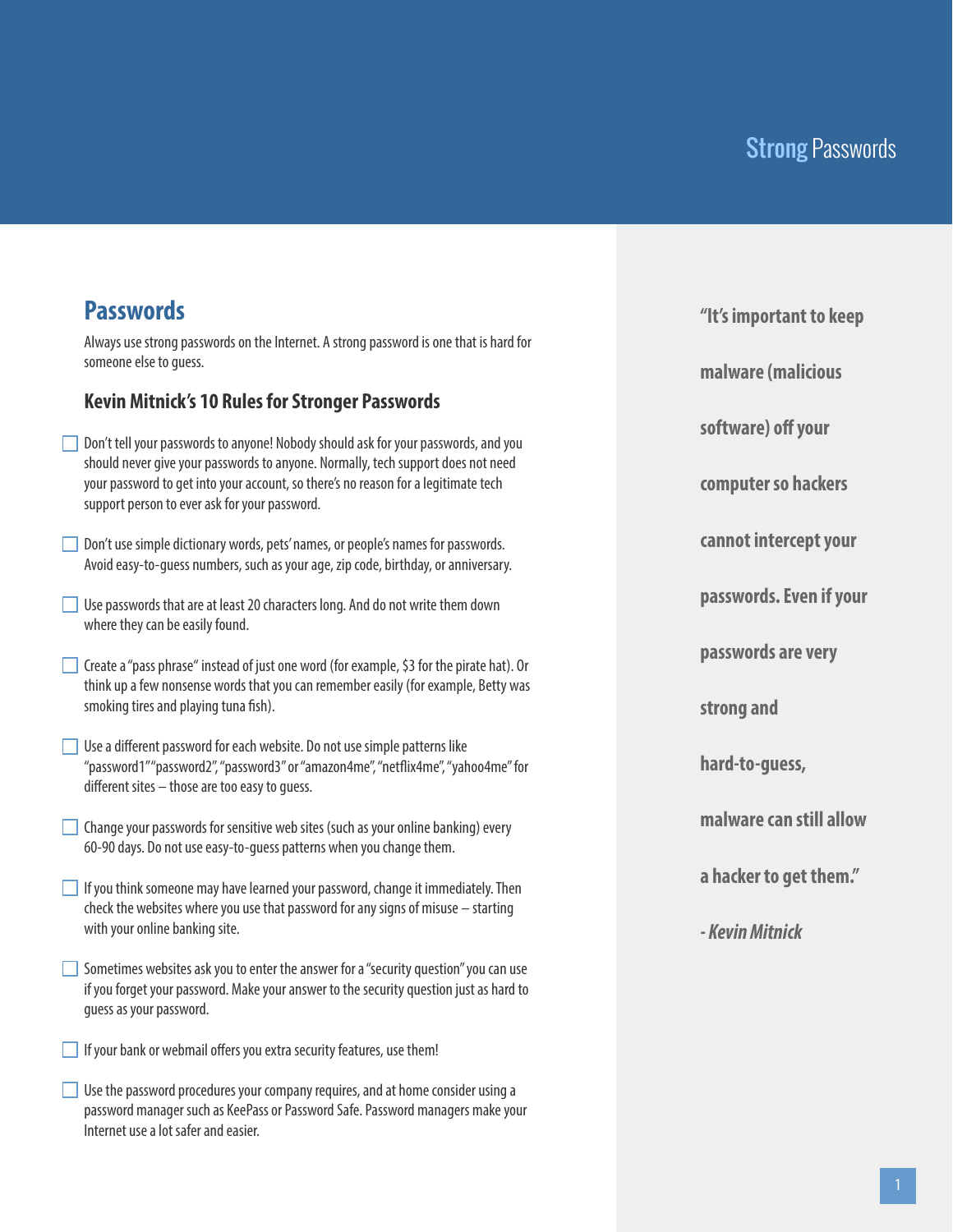# Strong Passwords

## Passwords

Always use strong passwords on the Internet. A strong password is one that is hard for someone else to guess.

### Kevin Mitnick's 10 Rules for Stronger Passwords

- [ ] Don't tell your passwords to anyone! Nobody should ask for your passwords, and you should never give your passwords to anyone. Normally, tech support does not need your password to get into your account, so there's no reason for a legitimate tech support person to ever ask for your password.

- [ ] Don't use simple dictionary words, pets' names, or people's names for passwords. Avoid easy-to-guess numbers, such as your age, zip code, birthday, or anniversary.

- [ ] Use passwords that are at least 20 characters long. And do not write them down where they can be easily found.

- [ ] Create a "pass phrase" instead of just one word (for example, $3 for the pirate hat). Or think up a few nonsense words that you can remember easily (for example, Betty was smoking tires and playing tuna fish).

- [ ] Use a different password for each website. Do not use simple patterns like "password1" "password2", "password3" or "amazon4me", "netflix4me", "yahoo4me" for different sites – those are too easy to guess.

- [ ] Change your passwords for sensitive web sites (such as your online banking) every 60-90 days. Do not use easy-to-guess patterns when you change them.

- [ ] If you think someone may have learned your password, change it immediately. Then check the websites where you use that password for any signs of misuse – starting with your online banking site.

- [ ] Sometimes websites ask you to enter the answer for a "security question" you can use if you forget your password. Make your answer to the security question just as hard to guess as your password.

- [ ] If your bank or webmail offers you extra security features, use them!

- [ ] Use the password procedures your company requires, and at home consider using a password manager such as KeePass or Password Safe. Password managers make your Internet use a lot safer and easier.

**"It's important to keep malware (malicious software) off your computer so hackers cannot intercept your passwords. Even if your passwords are very strong and hard-to-guess, malware can still allow a hacker to get them."**

***- Kevin Mitnick***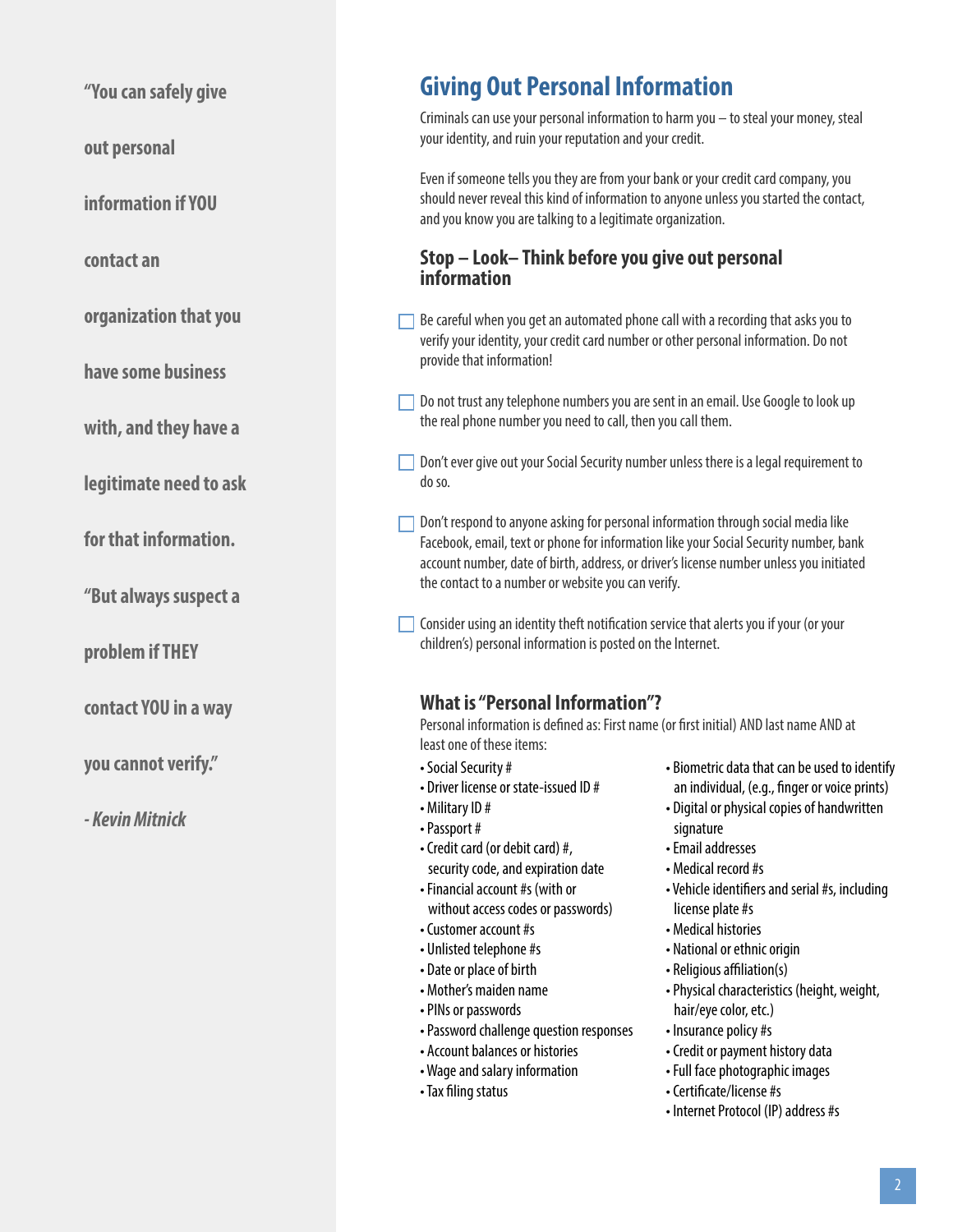> **"You can safely give out personal information if YOU contact an organization that you have some business with, and they have a legitimate need to ask for that information.**
>
> **"But always suspect a problem if THEY contact YOU in a way you cannot verify."**
>
> ***- Kevin Mitnick***

# Giving Out Personal Information

Criminals can use your personal information to harm you – to steal your money, steal your identity, and ruin your reputation and your credit.

Even if someone tells you they are from your bank or your credit card company, you should never reveal this kind of information to anyone unless you started the contact, and you know you are talking to a legitimate organization.

## Stop – Look– Think before you give out personal information

- [ ] Be careful when you get an automated phone call with a recording that asks you to verify your identity, your credit card number or other personal information. Do not provide that information!
- [ ] Do not trust any telephone numbers you are sent in an email. Use Google to look up the real phone number you need to call, then you call them.
- [ ] Don't ever give out your Social Security number unless there is a legal requirement to do so.
- [ ] Don't respond to anyone asking for personal information through social media like Facebook, email, text or phone for information like your Social Security number, bank account number, date of birth, address, or driver's license number unless you initiated the contact to a number or website you can verify.
- [ ] Consider using an identity theft notification service that alerts you if your (or your children's) personal information is posted on the Internet.

## What is "Personal Information"?

Personal information is defined as: First name (or first initial) AND last name AND at least one of these items:

- Social Security #
- Driver license or state-issued ID #
- Military ID #
- Passport #
- Credit card (or debit card) #, security code, and expiration date
- Financial account #s (with or without access codes or passwords)
- Customer account #s
- Unlisted telephone #s
- Date or place of birth
- Mother's maiden name
- PINs or passwords
- Password challenge question responses
- Account balances or histories
- Wage and salary information
- Tax filing status
- Biometric data that can be used to identify an individual, (e.g., finger or voice prints)
- Digital or physical copies of handwritten signature
- Email addresses
- Medical record #s
- Vehicle identifiers and serial #s, including license plate #s
- Medical histories
- National or ethnic origin
- Religious affiliation(s)
- Physical characteristics (height, weight, hair/eye color, etc.)
- Insurance policy #s
- Credit or payment history data
- Full face photographic images
- Certificate/license #s
- Internet Protocol (IP) address #s